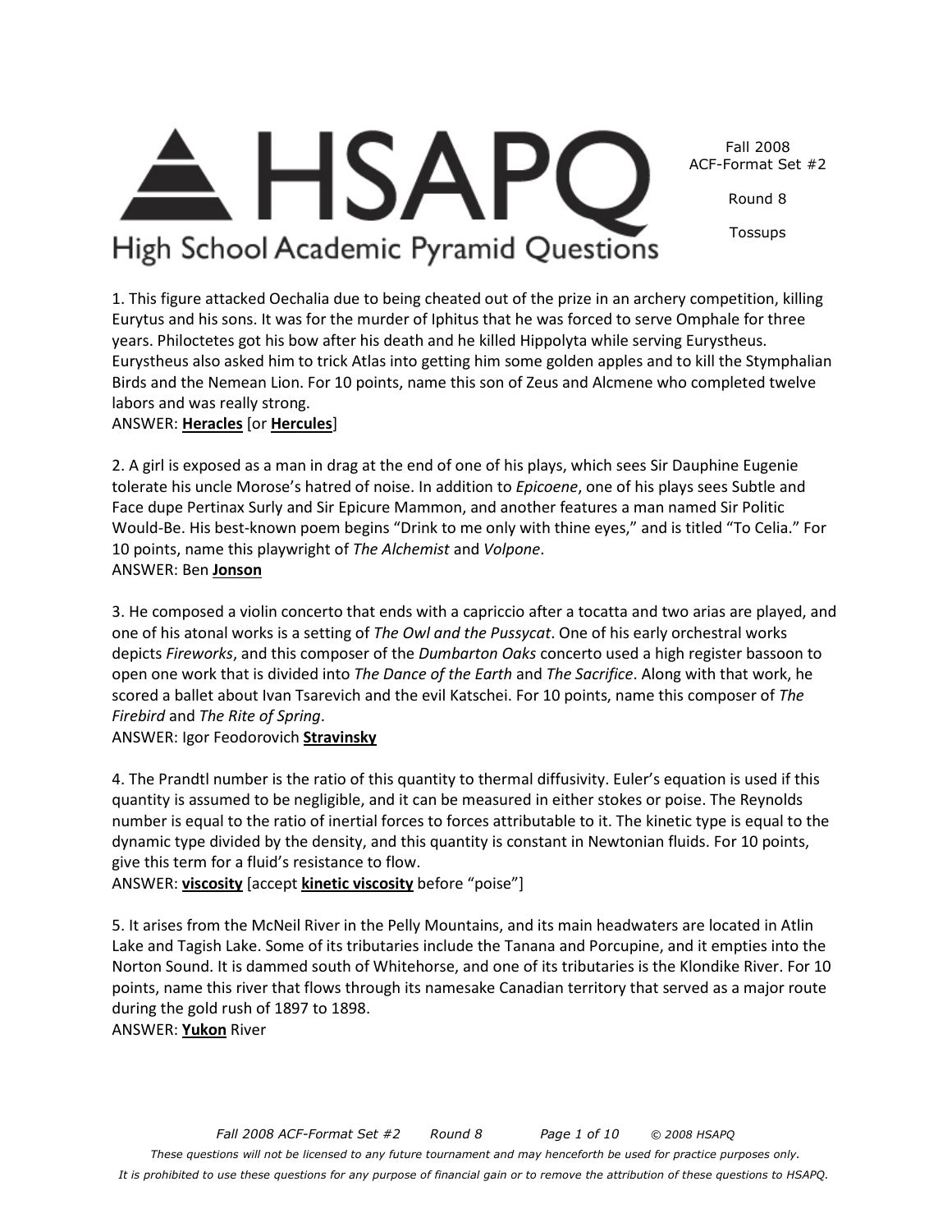# HSAPQ

High School Academic Pyramid Questions

Fall 2008
ACF-Format Set #2

Round 8

Tossups

1. This figure attacked Oechalia due to being cheated out of the prize in an archery competition, killing Eurytus and his sons. It was for the murder of Iphitus that he was forced to serve Omphale for three years. Philoctetes got his bow after his death and he killed Hippolyta while serving Eurystheus. Eurystheus also asked him to trick Atlas into getting him some golden apples and to kill the Stymphalian Birds and the Nemean Lion. For 10 points, name this son of Zeus and Alcmene who completed twelve labors and was really strong.
ANSWER: **Heracles** [or **Hercules**]

2. A girl is exposed as a man in drag at the end of one of his plays, which sees Sir Dauphine Eugenie tolerate his uncle Morose's hatred of noise. In addition to *Epicoene*, one of his plays sees Subtle and Face dupe Pertinax Surly and Sir Epicure Mammon, and another features a man named Sir Politic Would-Be. His best-known poem begins "Drink to me only with thine eyes," and is titled "To Celia." For 10 points, name this playwright of *The Alchemist* and *Volpone*.
ANSWER: Ben **Jonson**

3. He composed a violin concerto that ends with a capriccio after a tocatta and two arias are played, and one of his atonal works is a setting of *The Owl and the Pussycat*. One of his early orchestral works depicts *Fireworks*, and this composer of the *Dumbarton Oaks* concerto used a high register bassoon to open one work that is divided into *The Dance of the Earth* and *The Sacrifice*. Along with that work, he scored a ballet about Ivan Tsarevich and the evil Katschei. For 10 points, name this composer of *The Firebird* and *The Rite of Spring*.
ANSWER: Igor Feodorovich **Stravinsky**

4. The Prandtl number is the ratio of this quantity to thermal diffusivity. Euler's equation is used if this quantity is assumed to be negligible, and it can be measured in either stokes or poise. The Reynolds number is equal to the ratio of inertial forces to forces attributable to it. The kinetic type is equal to the dynamic type divided by the density, and this quantity is constant in Newtonian fluids. For 10 points, give this term for a fluid's resistance to flow.
ANSWER: **viscosity** [accept **kinetic viscosity** before "poise"]

5. It arises from the McNeil River in the Pelly Mountains, and its main headwaters are located in Atlin Lake and Tagish Lake. Some of its tributaries include the Tanana and Porcupine, and it empties into the Norton Sound. It is dammed south of Whitehorse, and one of its tributaries is the Klondike River. For 10 points, name this river that flows through its namesake Canadian territory that served as a major route during the gold rush of 1897 to 1898.
ANSWER: **Yukon** River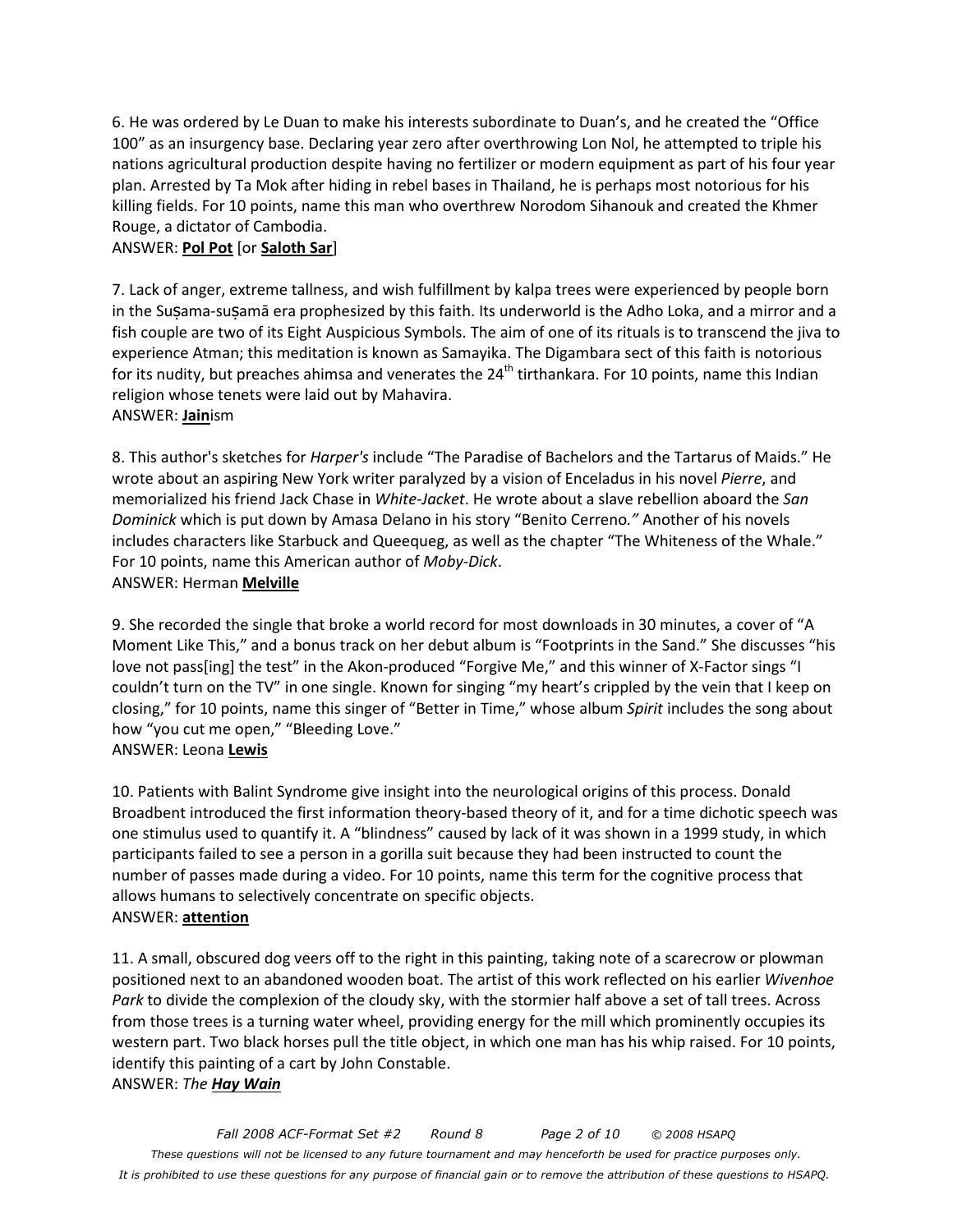6. He was ordered by Le Duan to make his interests subordinate to Duan's, and he created the "Office 100" as an insurgency base. Declaring year zero after overthrowing Lon Nol, he attempted to triple his nations agricultural production despite having no fertilizer or modern equipment as part of his four year plan. Arrested by Ta Mok after hiding in rebel bases in Thailand, he is perhaps most notorious for his killing fields. For 10 points, name this man who overthrew Norodom Sihanouk and created the Khmer Rouge, a dictator of Cambodia.
ANSWER: **Pol Pot** [or **Saloth Sar**]

7. Lack of anger, extreme tallness, and wish fulfillment by kalpa trees were experienced by people born in the Suṣama-suṣamā era prophesized by this faith. Its underworld is the Adho Loka, and a mirror and a fish couple are two of its Eight Auspicious Symbols. The aim of one of its rituals is to transcend the jiva to experience Atman; this meditation is known as Samayika. The Digambara sect of this faith is notorious for its nudity, but preaches ahimsa and venerates the 24th tirthankara. For 10 points, name this Indian religion whose tenets were laid out by Mahavira.
ANSWER: **Jain**ism

8. This author's sketches for *Harper's* include "The Paradise of Bachelors and the Tartarus of Maids." He wrote about an aspiring New York writer paralyzed by a vision of Enceladus in his novel *Pierre*, and memorialized his friend Jack Chase in *White-Jacket*. He wrote about a slave rebellion aboard the *San Dominick* which is put down by Amasa Delano in his story "Benito Cerreno*."* Another of his novels includes characters like Starbuck and Queequeg, as well as the chapter "The Whiteness of the Whale." For 10 points, name this American author of *Moby-Dick*.
ANSWER: Herman **Melville**

9. She recorded the single that broke a world record for most downloads in 30 minutes, a cover of "A Moment Like This," and a bonus track on her debut album is "Footprints in the Sand." She discusses "his love not pass[ing] the test" in the Akon-produced "Forgive Me," and this winner of X-Factor sings "I couldn't turn on the TV" in one single. Known for singing "my heart's crippled by the vein that I keep on closing," for 10 points, name this singer of "Better in Time," whose album *Spirit* includes the song about how "you cut me open," "Bleeding Love."
ANSWER: Leona **Lewis**

10. Patients with Balint Syndrome give insight into the neurological origins of this process. Donald Broadbent introduced the first information theory-based theory of it, and for a time dichotic speech was one stimulus used to quantify it. A "blindness" caused by lack of it was shown in a 1999 study, in which participants failed to see a person in a gorilla suit because they had been instructed to count the number of passes made during a video. For 10 points, name this term for the cognitive process that allows humans to selectively concentrate on specific objects.
ANSWER: **attention**

11. A small, obscured dog veers off to the right in this painting, taking note of a scarecrow or plowman positioned next to an abandoned wooden boat. The artist of this work reflected on his earlier *Wivenhoe Park* to divide the complexion of the cloudy sky, with the stormier half above a set of tall trees. Across from those trees is a turning water wheel, providing energy for the mill which prominently occupies its western part. Two black horses pull the title object, in which one man has his whip raised. For 10 points, identify this painting of a cart by John Constable.
ANSWER: *The **Hay Wain***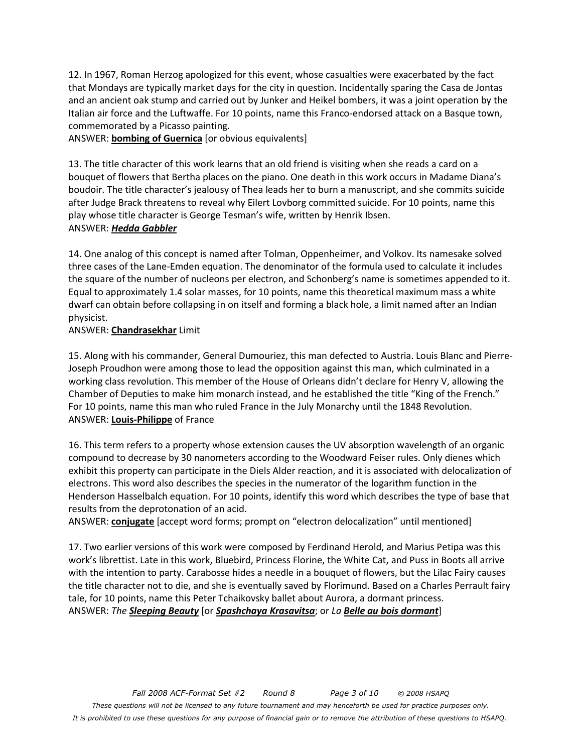12. In 1967, Roman Herzog apologized for this event, whose casualties were exacerbated by the fact that Mondays are typically market days for the city in question. Incidentally sparing the Casa de Jontas and an ancient oak stump and carried out by Junker and Heikel bombers, it was a joint operation by the Italian air force and the Luftwaffe. For 10 points, name this Franco-endorsed attack on a Basque town, commemorated by a Picasso painting.
ANSWER: **bombing of Guernica** [or obvious equivalents]

13. The title character of this work learns that an old friend is visiting when she reads a card on a bouquet of flowers that Bertha places on the piano. One death in this work occurs in Madame Diana's boudoir. The title character's jealousy of Thea leads her to burn a manuscript, and she commits suicide after Judge Brack threatens to reveal why Eilert Lovborg committed suicide. For 10 points, name this play whose title character is George Tesman's wife, written by Henrik Ibsen.
ANSWER: ***Hedda Gabbler***

14. One analog of this concept is named after Tolman, Oppenheimer, and Volkov. Its namesake solved three cases of the Lane-Emden equation. The denominator of the formula used to calculate it includes the square of the number of nucleons per electron, and Schonberg's name is sometimes appended to it. Equal to approximately 1.4 solar masses, for 10 points, name this theoretical maximum mass a white dwarf can obtain before collapsing in on itself and forming a black hole, a limit named after an Indian physicist.
ANSWER: **Chandrasekhar** Limit

15. Along with his commander, General Dumouriez, this man defected to Austria. Louis Blanc and Pierre-Joseph Proudhon were among those to lead the opposition against this man, which culminated in a working class revolution. This member of the House of Orleans didn't declare for Henry V, allowing the Chamber of Deputies to make him monarch instead, and he established the title "King of the French." For 10 points, name this man who ruled France in the July Monarchy until the 1848 Revolution.
ANSWER: **Louis-Philippe** of France

16. This term refers to a property whose extension causes the UV absorption wavelength of an organic compound to decrease by 30 nanometers according to the Woodward Feiser rules. Only dienes which exhibit this property can participate in the Diels Alder reaction, and it is associated with delocalization of electrons. This word also describes the species in the numerator of the logarithm function in the Henderson Hasselbalch equation. For 10 points, identify this word which describes the type of base that results from the deprotonation of an acid.
ANSWER: **conjugate** [accept word forms; prompt on "electron delocalization" until mentioned]

17. Two earlier versions of this work were composed by Ferdinand Herold, and Marius Petipa was this work's librettist. Late in this work, Bluebird, Princess Florine, the White Cat, and Puss in Boots all arrive with the intention to party. Carabosse hides a needle in a bouquet of flowers, but the Lilac Fairy causes the title character not to die, and she is eventually saved by Florimund. Based on a Charles Perrault fairy tale, for 10 points, name this Peter Tchaikovsky ballet about Aurora, a dormant princess.
ANSWER: *The* ***Sleeping Beauty*** [or ***Spashchaya Krasavitsa***; or *La* ***Belle au bois dormant***]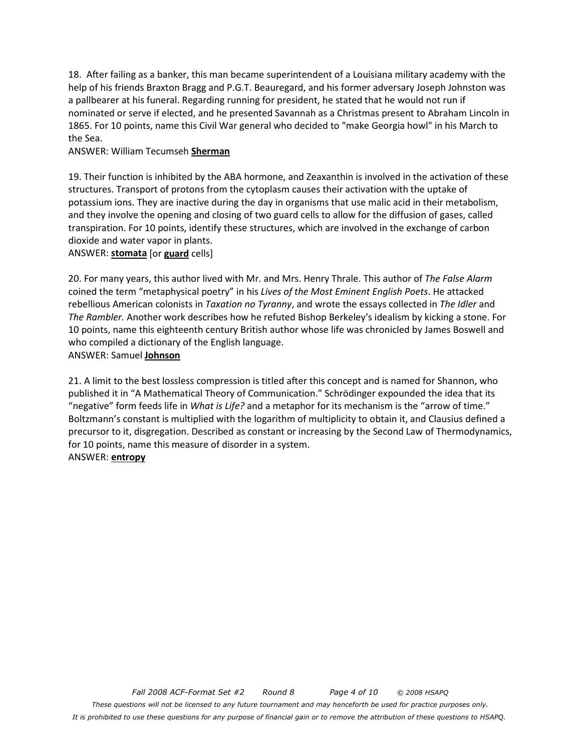18. After failing as a banker, this man became superintendent of a Louisiana military academy with the help of his friends Braxton Bragg and P.G.T. Beauregard, and his former adversary Joseph Johnston was a pallbearer at his funeral. Regarding running for president, he stated that he would not run if nominated or serve if elected, and he presented Savannah as a Christmas present to Abraham Lincoln in 1865. For 10 points, name this Civil War general who decided to "make Georgia howl" in his March to the Sea.
ANSWER: William Tecumseh **<u>Sherman</u>**

19. Their function is inhibited by the ABA hormone, and Zeaxanthin is involved in the activation of these structures. Transport of protons from the cytoplasm causes their activation with the uptake of potassium ions. They are inactive during the day in organisms that use malic acid in their metabolism, and they involve the opening and closing of two guard cells to allow for the diffusion of gases, called transpiration. For 10 points, identify these structures, which are involved in the exchange of carbon dioxide and water vapor in plants.
ANSWER: **<u>stomata</u>** [or **<u>guard</u>** cells]

20. For many years, this author lived with Mr. and Mrs. Henry Thrale. This author of *The False Alarm* coined the term "metaphysical poetry" in his *Lives of the Most Eminent English Poets*. He attacked rebellious American colonists in *Taxation no Tyranny*, and wrote the essays collected in *The Idler* and *The Rambler.* Another work describes how he refuted Bishop Berkeley's idealism by kicking a stone. For 10 points, name this eighteenth century British author whose life was chronicled by James Boswell and who compiled a dictionary of the English language.
ANSWER: Samuel **<u>Johnson</u>**

21. A limit to the best lossless compression is titled after this concept and is named for Shannon, who published it in "A Mathematical Theory of Communication." Schrödinger expounded the idea that its "negative" form feeds life in *What is Life?* and a metaphor for its mechanism is the "arrow of time." Boltzmann's constant is multiplied with the logarithm of multiplicity to obtain it, and Clausius defined a precursor to it, disgregation. Described as constant or increasing by the Second Law of Thermodynamics, for 10 points, name this measure of disorder in a system.
ANSWER: **<u>entropy</u>**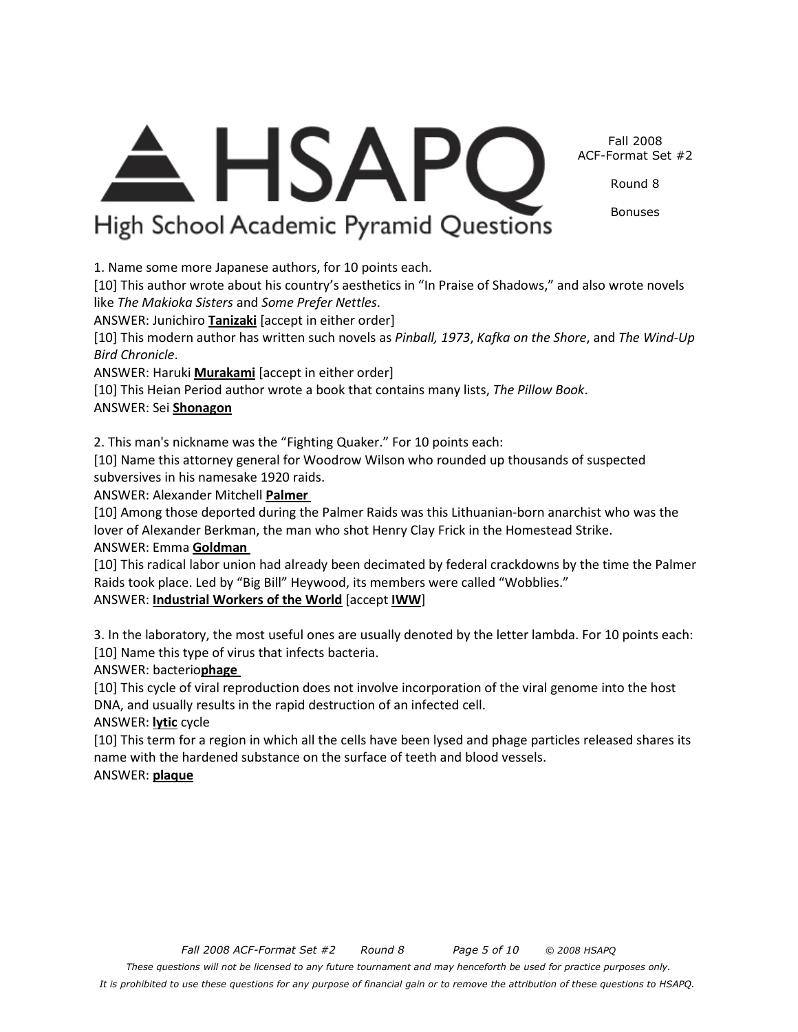1. Name some more Japanese authors, for 10 points each.

[10] This author wrote about his country's aesthetics in "In Praise of Shadows," and also wrote novels like *The Makioka Sisters* and *Some Prefer Nettles*.

ANSWER: Junichiro **Tanizaki** [accept in either order]

[10] This modern author has written such novels as *Pinball, 1973*, *Kafka on the Shore*, and *The Wind-Up Bird Chronicle*.

ANSWER: Haruki **Murakami** [accept in either order]

[10] This Heian Period author wrote a book that contains many lists, *The Pillow Book*.

ANSWER: Sei **Shonagon**

2. This man's nickname was the "Fighting Quaker." For 10 points each:

[10] Name this attorney general for Woodrow Wilson who rounded up thousands of suspected subversives in his namesake 1920 raids.

ANSWER: Alexander Mitchell **Palmer**

[10] Among those deported during the Palmer Raids was this Lithuanian-born anarchist who was the lover of Alexander Berkman, the man who shot Henry Clay Frick in the Homestead Strike.

ANSWER: Emma **Goldman**

[10] This radical labor union had already been decimated by federal crackdowns by the time the Palmer Raids took place. Led by "Big Bill" Heywood, its members were called "Wobblies."

ANSWER: **Industrial Workers of the World** [accept **IWW**]

3. In the laboratory, the most useful ones are usually denoted by the letter lambda. For 10 points each:

[10] Name this type of virus that infects bacteria.

ANSWER: bacterio**phage**

[10] This cycle of viral reproduction does not involve incorporation of the viral genome into the host DNA, and usually results in the rapid destruction of an infected cell.

ANSWER: **lytic** cycle

[10] This term for a region in which all the cells have been lysed and phage particles released shares its name with the hardened substance on the surface of teeth and blood vessels.

ANSWER: **plaque**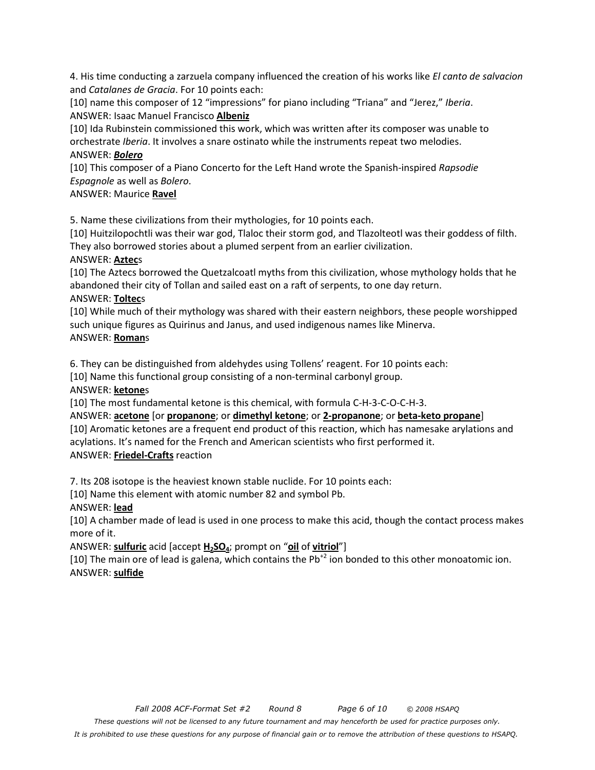4. His time conducting a zarzuela company influenced the creation of his works like *El canto de salvacion* and *Catalanes de Gracia*. For 10 points each:

[10] name this composer of 12 "impressions" for piano including "Triana" and "Jerez," *Iberia*.

ANSWER: Isaac Manuel Francisco **Albeniz**

[10] Ida Rubinstein commissioned this work, which was written after its composer was unable to orchestrate *Iberia*. It involves a snare ostinato while the instruments repeat two melodies.

ANSWER: ***Bolero***

[10] This composer of a Piano Concerto for the Left Hand wrote the Spanish-inspired *Rapsodie Espagnole* as well as *Bolero*.

ANSWER: Maurice **Ravel**

5. Name these civilizations from their mythologies, for 10 points each.

[10] Huitzilopochtli was their war god, Tlaloc their storm god, and Tlazolteotl was their goddess of filth. They also borrowed stories about a plumed serpent from an earlier civilization.

ANSWER: **Aztec**s

[10] The Aztecs borrowed the Quetzalcoatl myths from this civilization, whose mythology holds that he abandoned their city of Tollan and sailed east on a raft of serpents, to one day return.

ANSWER: **Toltec**s

[10] While much of their mythology was shared with their eastern neighbors, these people worshipped such unique figures as Quirinus and Janus, and used indigenous names like Minerva.

ANSWER: **Roman**s

6. They can be distinguished from aldehydes using Tollens' reagent. For 10 points each:

[10] Name this functional group consisting of a non-terminal carbonyl group.

ANSWER: **ketone**s

[10] The most fundamental ketone is this chemical, with formula C-H-3-C-O-C-H-3.

ANSWER: **acetone** [or **propanone**; or **dimethyl ketone**; or **2-propanone**; or **beta-keto propane**]

[10] Aromatic ketones are a frequent end product of this reaction, which has namesake arylations and acylations. It's named for the French and American scientists who first performed it.

ANSWER: **Friedel-Crafts** reaction

7. Its 208 isotope is the heaviest known stable nuclide. For 10 points each:

[10] Name this element with atomic number 82 and symbol Pb.

ANSWER: **lead**

[10] A chamber made of lead is used in one process to make this acid, though the contact process makes more of it.

ANSWER: **sulfuric** acid [accept **$H_2SO_4$**; prompt on "**oil** of **vitriol**"]

[10] The main ore of lead is galena, which contains the $Pb^{+2}$ ion bonded to this other monoatomic ion.

ANSWER: **sulfide**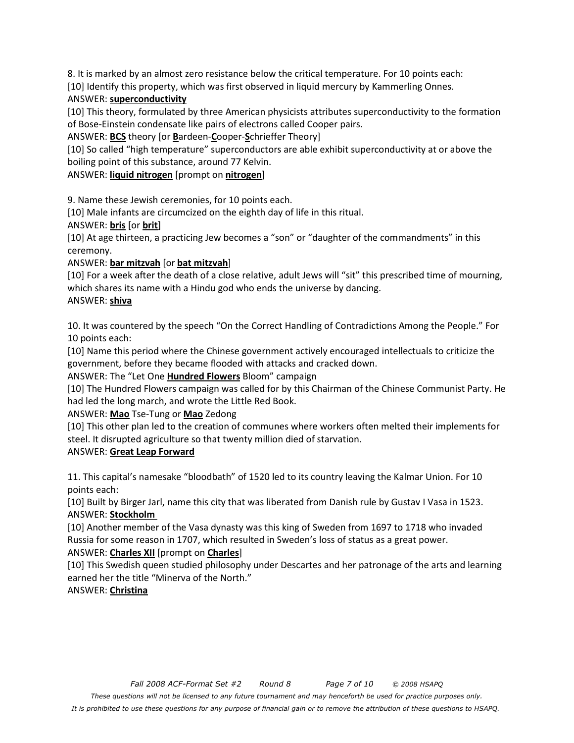8. It is marked by an almost zero resistance below the critical temperature. For 10 points each:

[10] Identify this property, which was first observed in liquid mercury by Kammerling Onnes.

ANSWER: **superconductivity**

[10] This theory, formulated by three American physicists attributes superconductivity to the formation of Bose-Einstein condensate like pairs of electrons called Cooper pairs.

ANSWER: **BCS** theory [or **B**ardeen-**C**ooper-**S**chrieffer Theory]

[10] So called "high temperature" superconductors are able exhibit superconductivity at or above the boiling point of this substance, around 77 Kelvin.

ANSWER: **liquid nitrogen** [prompt on **nitrogen**]

9. Name these Jewish ceremonies, for 10 points each.

[10] Male infants are circumcized on the eighth day of life in this ritual.

ANSWER: **bris** [or **brit**]

[10] At age thirteen, a practicing Jew becomes a "son" or "daughter of the commandments" in this ceremony.

ANSWER: **bar mitzvah** [or **bat mitzvah**]

[10] For a week after the death of a close relative, adult Jews will "sit" this prescribed time of mourning, which shares its name with a Hindu god who ends the universe by dancing.

ANSWER: **shiva**

10. It was countered by the speech "On the Correct Handling of Contradictions Among the People." For 10 points each:

[10] Name this period where the Chinese government actively encouraged intellectuals to criticize the government, before they became flooded with attacks and cracked down.

ANSWER: The "Let One **Hundred Flowers** Bloom" campaign

[10] The Hundred Flowers campaign was called for by this Chairman of the Chinese Communist Party. He had led the long march, and wrote the Little Red Book.

ANSWER: **Mao** Tse-Tung or **Mao** Zedong

[10] This other plan led to the creation of communes where workers often melted their implements for steel. It disrupted agriculture so that twenty million died of starvation.

ANSWER: **Great Leap Forward**

11. This capital's namesake "bloodbath" of 1520 led to its country leaving the Kalmar Union. For 10 points each:

[10] Built by Birger Jarl, name this city that was liberated from Danish rule by Gustav I Vasa in 1523.

ANSWER: **Stockholm**

[10] Another member of the Vasa dynasty was this king of Sweden from 1697 to 1718 who invaded Russia for some reason in 1707, which resulted in Sweden's loss of status as a great power.

ANSWER: **Charles XII** [prompt on **Charles**]

[10] This Swedish queen studied philosophy under Descartes and her patronage of the arts and learning earned her the title "Minerva of the North."

ANSWER: **Christina**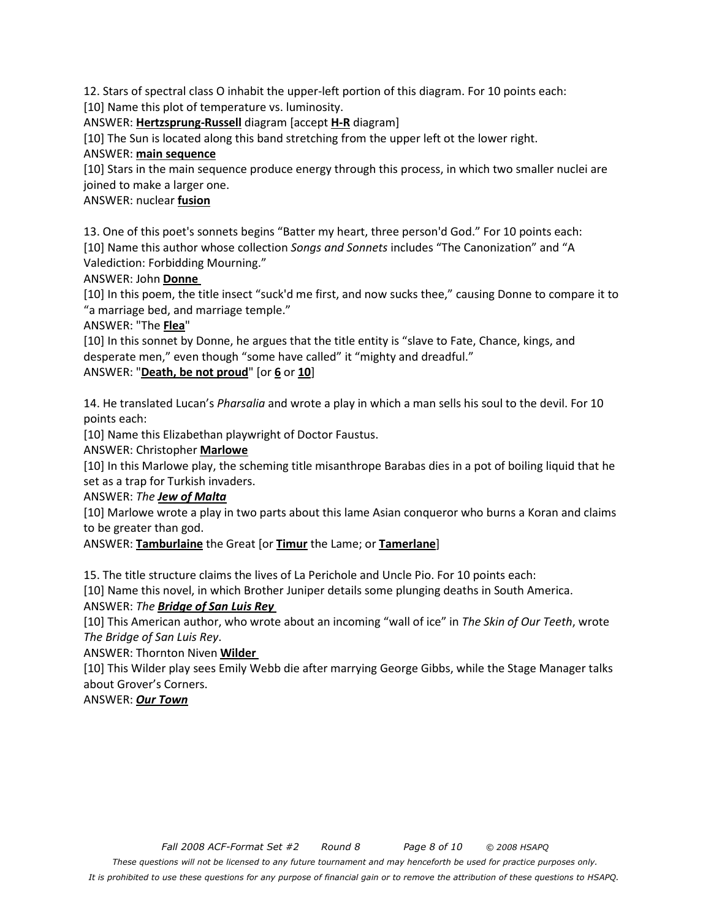12. Stars of spectral class O inhabit the upper-left portion of this diagram. For 10 points each:

[10] Name this plot of temperature vs. luminosity.

ANSWER: **Hertzsprung-Russell** diagram [accept **H-R** diagram]

[10] The Sun is located along this band stretching from the upper left ot the lower right.

ANSWER: **main sequence**

[10] Stars in the main sequence produce energy through this process, in which two smaller nuclei are joined to make a larger one.

ANSWER: nuclear **fusion**

13. One of this poet's sonnets begins "Batter my heart, three person'd God." For 10 points each:

[10] Name this author whose collection *Songs and Sonnets* includes "The Canonization" and "A Valediction: Forbidding Mourning."

ANSWER: John **Donne**

[10] In this poem, the title insect "suck'd me first, and now sucks thee," causing Donne to compare it to "a marriage bed, and marriage temple."

ANSWER: "The **Flea**"

[10] In this sonnet by Donne, he argues that the title entity is "slave to Fate, Chance, kings, and desperate men," even though "some have called" it "mighty and dreadful."

ANSWER: "**Death, be not proud**" [or **6** or **10**]

14. He translated Lucan's *Pharsalia* and wrote a play in which a man sells his soul to the devil. For 10 points each:

[10] Name this Elizabethan playwright of Doctor Faustus.

ANSWER: Christopher **Marlowe**

[10] In this Marlowe play, the scheming title misanthrope Barabas dies in a pot of boiling liquid that he set as a trap for Turkish invaders.

ANSWER: *The* ***Jew of Malta***

[10] Marlowe wrote a play in two parts about this lame Asian conqueror who burns a Koran and claims to be greater than god.

ANSWER: **Tamburlaine** the Great [or **Timur** the Lame; or **Tamerlane**]

15. The title structure claims the lives of La Perichole and Uncle Pio. For 10 points each:

[10] Name this novel, in which Brother Juniper details some plunging deaths in South America.

ANSWER: *The* ***Bridge of San Luis Rey***

[10] This American author, who wrote about an incoming "wall of ice" in *The Skin of Our Teeth*, wrote *The Bridge of San Luis Rey*.

ANSWER: Thornton Niven **Wilder**

[10] This Wilder play sees Emily Webb die after marrying George Gibbs, while the Stage Manager talks about Grover's Corners.

ANSWER: ***Our Town***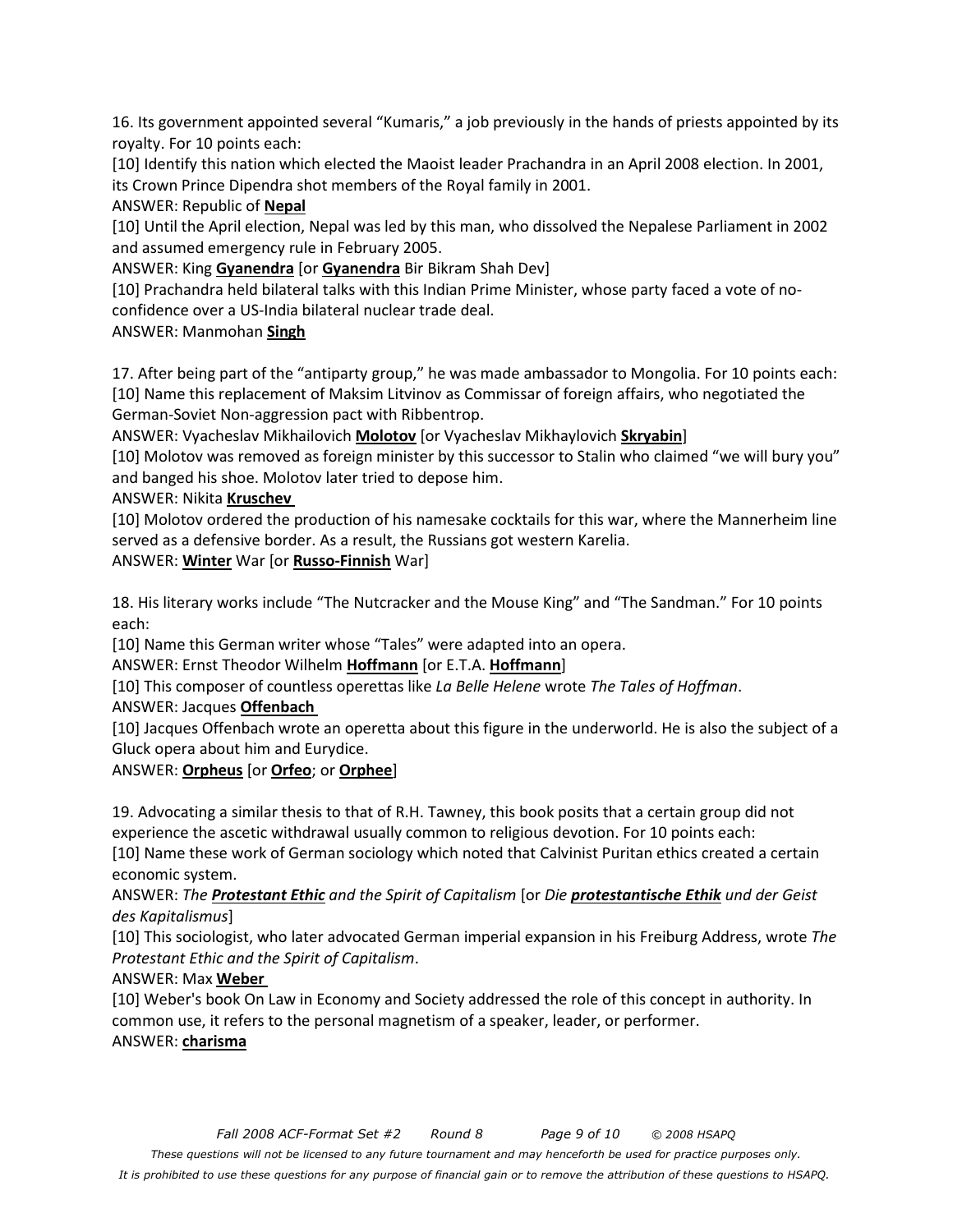16. Its government appointed several "Kumaris," a job previously in the hands of priests appointed by its royalty. For 10 points each:

[10] Identify this nation which elected the Maoist leader Prachandra in an April 2008 election. In 2001, its Crown Prince Dipendra shot members of the Royal family in 2001.

ANSWER: Republic of **Nepal**

[10] Until the April election, Nepal was led by this man, who dissolved the Nepalese Parliament in 2002 and assumed emergency rule in February 2005.

ANSWER: King **Gyanendra** [or **Gyanendra** Bir Bikram Shah Dev]

[10] Prachandra held bilateral talks with this Indian Prime Minister, whose party faced a vote of no-confidence over a US-India bilateral nuclear trade deal.

ANSWER: Manmohan **Singh**

17. After being part of the "antiparty group," he was made ambassador to Mongolia. For 10 points each:

[10] Name this replacement of Maksim Litvinov as Commissar of foreign affairs, who negotiated the German-Soviet Non-aggression pact with Ribbentrop.

ANSWER: Vyacheslav Mikhailovich **Molotov** [or Vyacheslav Mikhaylovich **Skryabin**]

[10] Molotov was removed as foreign minister by this successor to Stalin who claimed "we will bury you" and banged his shoe. Molotov later tried to depose him.

ANSWER: Nikita **Kruschev**

[10] Molotov ordered the production of his namesake cocktails for this war, where the Mannerheim line served as a defensive border. As a result, the Russians got western Karelia.

ANSWER: **Winter** War [or **Russo-Finnish** War]

18. His literary works include "The Nutcracker and the Mouse King" and "The Sandman." For 10 points each:

[10] Name this German writer whose "Tales" were adapted into an opera.

ANSWER: Ernst Theodor Wilhelm **Hoffmann** [or E.T.A. **Hoffmann**]

[10] This composer of countless operettas like *La Belle Helene* wrote *The Tales of Hoffman*.

ANSWER: Jacques **Offenbach**

[10] Jacques Offenbach wrote an operetta about this figure in the underworld. He is also the subject of a Gluck opera about him and Eurydice.

ANSWER: **Orpheus** [or **Orfeo**; or **Orphee**]

19. Advocating a similar thesis to that of R.H. Tawney, this book posits that a certain group did not experience the ascetic withdrawal usually common to religious devotion. For 10 points each:

[10] Name these work of German sociology which noted that Calvinist Puritan ethics created a certain economic system.

ANSWER: *The **Protestant Ethic** and the Spirit of Capitalism* [or *Die **protestantische Ethik** und der Geist des Kapitalismus*]

[10] This sociologist, who later advocated German imperial expansion in his Freiburg Address, wrote *The Protestant Ethic and the Spirit of Capitalism*.

ANSWER: Max **Weber**

[10] Weber's book On Law in Economy and Society addressed the role of this concept in authority. In common use, it refers to the personal magnetism of a speaker, leader, or performer.

ANSWER: **charisma**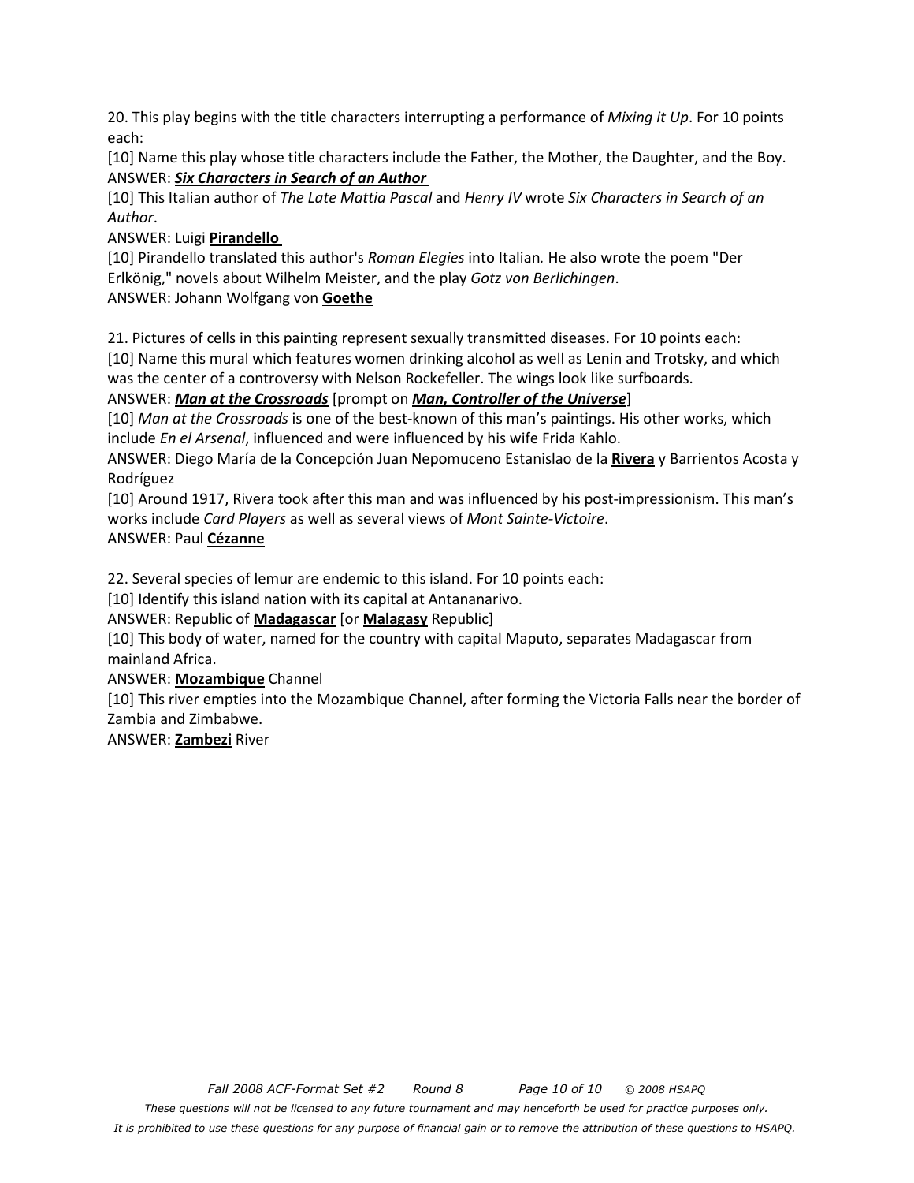20. This play begins with the title characters interrupting a performance of *Mixing it Up*. For 10 points each:

[10] Name this play whose title characters include the Father, the Mother, the Daughter, and the Boy.

ANSWER: ***Six Characters in Search of an Author***

[10] This Italian author of *The Late Mattia Pascal* and *Henry IV* wrote *Six Characters in Search of an Author*.

ANSWER: Luigi **Pirandello**

[10] Pirandello translated this author's *Roman Elegies* into Italian. He also wrote the poem "Der Erlkönig," novels about Wilhelm Meister, and the play *Gotz von Berlichingen*.

ANSWER: Johann Wolfgang von **Goethe**

21. Pictures of cells in this painting represent sexually transmitted diseases. For 10 points each:

[10] Name this mural which features women drinking alcohol as well as Lenin and Trotsky, and which was the center of a controversy with Nelson Rockefeller. The wings look like surfboards.

ANSWER: ***Man at the Crossroads*** [prompt on ***Man, Controller of the Universe***]

[10] *Man at the Crossroads* is one of the best-known of this man's paintings. His other works, which include *En el Arsenal*, influenced and were influenced by his wife Frida Kahlo.

ANSWER: Diego María de la Concepción Juan Nepomuceno Estanislao de la **Rivera** y Barrientos Acosta y Rodríguez

[10] Around 1917, Rivera took after this man and was influenced by his post-impressionism. This man's works include *Card Players* as well as several views of *Mont Sainte-Victoire*.

ANSWER: Paul **Cézanne**

22. Several species of lemur are endemic to this island. For 10 points each:

[10] Identify this island nation with its capital at Antananarivo.

ANSWER: Republic of **Madagascar** [or **Malagasy** Republic]

[10] This body of water, named for the country with capital Maputo, separates Madagascar from mainland Africa.

ANSWER: **Mozambique** Channel

[10] This river empties into the Mozambique Channel, after forming the Victoria Falls near the border of Zambia and Zimbabwe.

ANSWER: **Zambezi** River